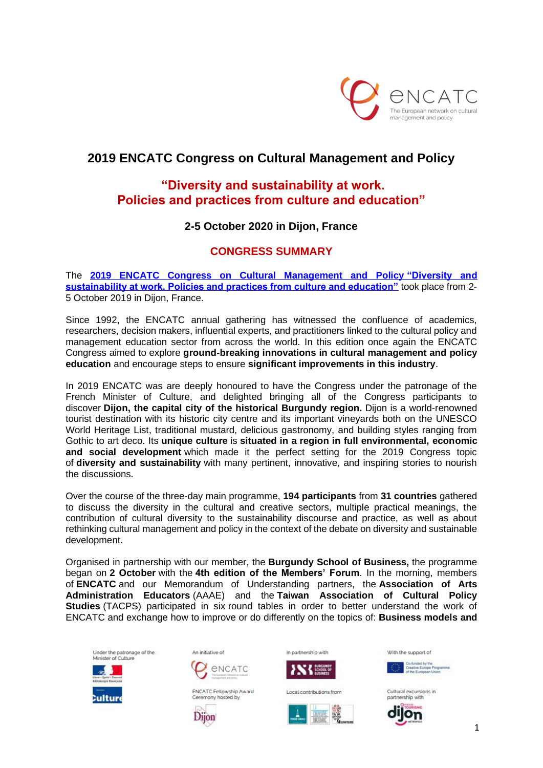# 2019 ENCATC Congress on Cultural Management and Policy

## "Diversity and sustainability at work. Policies and practices from culture and education"

### 2-5 October 2020 in Dijon, France

### CONGRESS SUMMARY

The **2019 ENCATC Congress on Cultural Management and Policy "Diversity and sustainability at work. Policies and practices from culture and education"** took place from 2-5 October 2019 in Dijon, France.

Since 1992, the ENCATC annual gathering has witnessed the confluence of academics, researchers, decision makers, influential experts, and practitioners linked to the cultural policy and management education sector from across the world. In this edition once again the ENCATC Congress aimed to explore **ground-breaking innovations in cultural management and policy education** and encourage steps to ensure **significant improvements in this industry**.

In 2019 ENCATC was are deeply honoured to have the Congress under the patronage of the French Minister of Culture, and delighted bringing all of the Congress participants to discover **Dijon, the capital city of the historical Burgundy region.** Dijon is a world-renowned tourist destination with its historic city centre and its important vineyards both on the UNESCO World Heritage List, traditional mustard, delicious gastronomy, and building styles ranging from Gothic to art deco. Its **unique culture** is **situated in a region in full environmental, economic and social development** which made it the perfect setting for the 2019 Congress topic of **diversity and sustainability** with many pertinent, innovative, and inspiring stories to nourish the discussions.

Over the course of the three-day main programme, **194 participants** from **31 countries** gathered to discuss the diversity in the cultural and creative sectors, multiple practical meanings, the contribution of cultural diversity to the sustainability discourse and practice, as well as about rethinking cultural management and policy in the context of the debate on diversity and sustainable development.

Organised in partnership with our member, the **Burgundy School of Business,** the programme began on **2 October** with the **4th edition of the Members' Forum**. In the morning, members of **ENCATC** and our Memorandum of Understanding partners, the **Association of Arts Administration Educators** (AAAE) and the **Taiwan Association of Cultural Policy Studies** (TACPS) participated in six round tables in order to better understand the work of ENCATC and exchange how to improve or do differently on the topics of: **Business models and**

Under the patronage of the Minister of Culture | An initiative of ENCATC | In partnership with Burgundy School of Business | With the support of Co-funded by the Creative Europe Programme of the European Union

ENCATC Fellowship Award Ceremony hosted by Dijon | Local contributions from | Cultural excursions in partnership with Office de Tourisme Dijon Métropole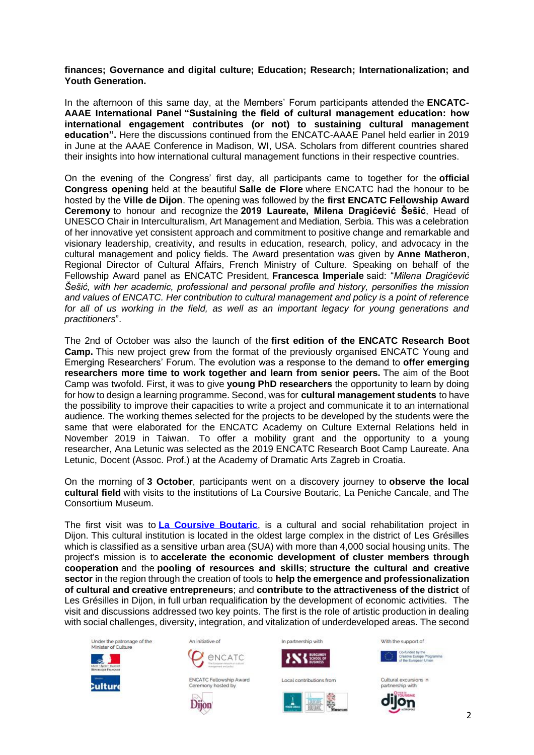**finances; Governance and digital culture; Education; Research; Internationalization; and Youth Generation.**

In the afternoon of this same day, at the Members' Forum participants attended the **ENCATC-AAAE International Panel "Sustaining the field of cultural management education: how international engagement contributes (or not) to sustaining cultural management education".** Here the discussions continued from the ENCATC-AAAE Panel held earlier in 2019 in June at the AAAE Conference in Madison, WI, USA. Scholars from different countries shared their insights into how international cultural management functions in their respective countries.

On the evening of the Congress' first day, all participants came to together for the **official Congress opening** held at the beautiful **Salle de Flore** where ENCATC had the honour to be hosted by the **Ville de Dijon**. The opening was followed by the **first ENCATC Fellowship Award Ceremony** to honour and recognize the **2019 Laureate, Milena Dragićević Šešić**, Head of UNESCO Chair in Interculturalism, Art Management and Mediation, Serbia. This was a celebration of her innovative yet consistent approach and commitment to positive change and remarkable and visionary leadership, creativity, and results in education, research, policy, and advocacy in the cultural management and policy fields. The Award presentation was given by **Anne Matheron**, Regional Director of Cultural Affairs, French Ministry of Culture. Speaking on behalf of the Fellowship Award panel as ENCATC President, **Francesca Imperiale** said: "*Milena Dragićević Šešić, with her academic, professional and personal profile and history, personifies the mission and values of ENCATC. Her contribution to cultural management and policy is a point of reference for all of us working in the field, as well as an important legacy for young generations and practitioners*".

The 2nd of October was also the launch of the **first edition of the ENCATC Research Boot Camp.** This new project grew from the format of the previously organised ENCATC Young and Emerging Researchers' Forum. The evolution was a response to the demand to **offer emerging researchers more time to work together and learn from senior peers.** The aim of the Boot Camp was twofold. First, it was to give **young PhD researchers** the opportunity to learn by doing for how to design a learning programme. Second, was for **cultural management students** to have the possibility to improve their capacities to write a project and communicate it to an international audience. The working themes selected for the projects to be developed by the students were the same that were elaborated for the ENCATC Academy on Culture External Relations held in November 2019 in Taiwan. To offer a mobility grant and the opportunity to a young researcher, Ana Letunic was selected as the 2019 ENCATC Research Boot Camp Laureate. Ana Letunic, Docent (Assoc. Prof.) at the Academy of Dramatic Arts Zagreb in Croatia.

On the morning of **3 October**, participants went on a discovery journey to **observe the local cultural field** with visits to the institutions of La Coursive Boutaric, La Peniche Cancale, and The Consortium Museum.

The first visit was to **[La Coursive Boutaric]**, is a cultural and social rehabilitation project in Dijon. This cultural institution is located in the oldest large complex in the district of Les Grésilles which is classified as a sensitive urban area (SUA) with more than 4,000 social housing units. The project's mission is to **accelerate the economic development of cluster members through cooperation** and the **pooling of resources and skills**; **structure the cultural and creative sector** in the region through the creation of tools to **help the emergence and professionalization of cultural and creative entrepreneurs**; and **contribute to the attractiveness of the district** of Les Grésilles in Dijon, in full urban requalification by the development of economic activities. The visit and discussions addressed two key points. The first is the role of artistic production in dealing with social challenges, diversity, integration, and vitalization of underdeveloped areas. The second

Under the patronage of the Minister of Culture

An initiative of ENCATC

In partnership with

With the support of Co-funded by the Creative Europe Programme of the European Union

ENCATC Fellowship Award Ceremony hosted by

Local contributions from

Cultural excursions in partnership with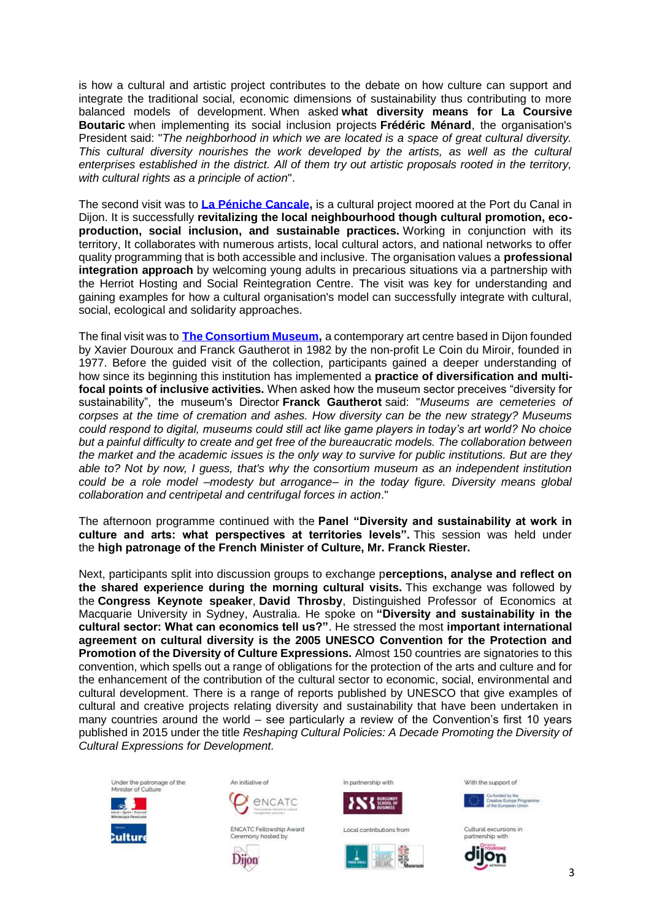is how a cultural and artistic project contributes to the debate on how culture can support and integrate the traditional social, economic dimensions of sustainability thus contributing to more balanced models of development. When asked **what diversity means for La Coursive Boutaric** when implementing its social inclusion projects **Frédéric Ménard**, the organisation's President said: "*The neighborhood in which we are located is a space of great cultural diversity. This cultural diversity nourishes the work developed by the artists, as well as the cultural enterprises established in the district. All of them try out artistic proposals rooted in the territory, with cultural rights as a principle of action*".

The second visit was to **La Péniche Cancale,** is a cultural project moored at the Port du Canal in Dijon. It is successfully **revitalizing the local neighbourhood though cultural promotion, eco-production, social inclusion, and sustainable practices.** Working in conjunction with its territory, It collaborates with numerous artists, local cultural actors, and national networks to offer quality programming that is both accessible and inclusive. The organisation values a **professional integration approach** by welcoming young adults in precarious situations via a partnership with the Herriot Hosting and Social Reintegration Centre. The visit was key for understanding and gaining examples for how a cultural organisation's model can successfully integrate with cultural, social, ecological and solidarity approaches.

The final visit was to **The Consortium Museum,** a contemporary art centre based in Dijon founded by Xavier Douroux and Franck Gautherot in 1982 by the non-profit Le Coin du Miroir, founded in 1977. Before the guided visit of the collection, participants gained a deeper understanding of how since its beginning this institution has implemented a **practice of diversification and multi-focal points of inclusive activities.** When asked how the museum sector preceives "diversity for sustainability", the museum's Director **Franck Gautherot** said: "*Museums are cemeteries of corpses at the time of cremation and ashes. How diversity can be the new strategy? Museums could respond to digital, museums could still act like game players in today's art world? No choice but a painful difficulty to create and get free of the bureaucratic models. The collaboration between the market and the academic issues is the only way to survive for public institutions. But are they able to? Not by now, I guess, that's why the consortium museum as an independent institution could be a role model –modesty but arrogance– in the today figure. Diversity means global collaboration and centripetal and centrifugal forces in action*."

The afternoon programme continued with the **Panel "Diversity and sustainability at work in culture and arts: what perspectives at territories levels".** This session was held under the **high patronage of the French Minister of Culture, Mr. Franck Riester.**

Next, participants split into discussion groups to exchange p**erceptions, analyse and reflect on the shared experience during the morning cultural visits.** This exchange was followed by the **Congress Keynote speaker**, **David Throsby**, Distinguished Professor of Economics at Macquarie University in Sydney, Australia. He spoke on **"Diversity and sustainability in the cultural sector: What can economics tell us?"**. He stressed the most **important international agreement on cultural diversity is the 2005 UNESCO Convention for the Protection and Promotion of the Diversity of Culture Expressions.** Almost 150 countries are signatories to this convention, which spells out a range of obligations for the protection of the arts and culture and for the enhancement of the contribution of the cultural sector to economic, social, environmental and cultural development. There is a range of reports published by UNESCO that give examples of cultural and creative projects relating diversity and sustainability that have been undertaken in many countries around the world – see particularly a review of the Convention's first 10 years published in 2015 under the title *Reshaping Cultural Policies: A Decade Promoting the Diversity of Cultural Expressions for Development.*

Under the patronage of the Minister of Culture

An initiative of ENCATC

ENCATC Fellowship Award Ceremony hosted by Dijon

In partnership with Burgundy School of Business

Local contributions from

With the support of Co-funded by the Creative Europe Programme of the European Union

Cultural excursions in partnership with Dijon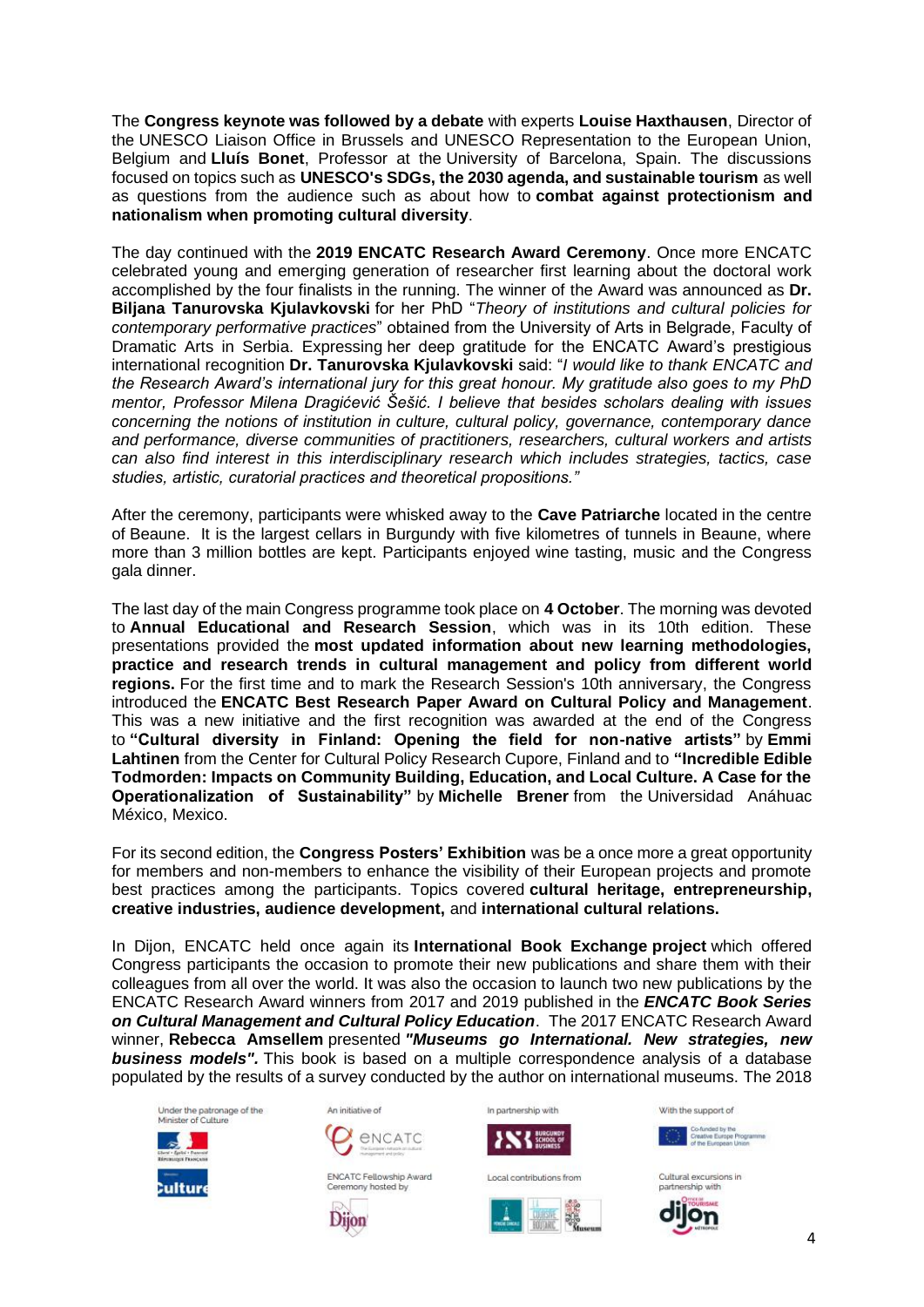The **Congress keynote was followed by a debate** with experts **Louise Haxthausen**, Director of the UNESCO Liaison Office in Brussels and UNESCO Representation to the European Union, Belgium and **Lluís Bonet**, Professor at the University of Barcelona, Spain. The discussions focused on topics such as **UNESCO's SDGs, the 2030 agenda, and sustainable tourism** as well as questions from the audience such as about how to **combat against protectionism and nationalism when promoting cultural diversity**.

The day continued with the **2019 ENCATC Research Award Ceremony**. Once more ENCATC celebrated young and emerging generation of researcher first learning about the doctoral work accomplished by the four finalists in the running. The winner of the Award was announced as **Dr. Biljana Tanurovska Kjulavkovski** for her PhD "*Theory of institutions and cultural policies for contemporary performative practices*" obtained from the University of Arts in Belgrade, Faculty of Dramatic Arts in Serbia. Expressing her deep gratitude for the ENCATC Award's prestigious international recognition **Dr. Tanurovska Kjulavkovski** said: "*I would like to thank ENCATC and the Research Award's international jury for this great honour. My gratitude also goes to my PhD mentor, Professor Milena Dragićević Šešić. I believe that besides scholars dealing with issues concerning the notions of institution in culture, cultural policy, governance, contemporary dance and performance, diverse communities of practitioners, researchers, cultural workers and artists can also find interest in this interdisciplinary research which includes strategies, tactics, case studies, artistic, curatorial practices and theoretical propositions.*"

After the ceremony, participants were whisked away to the **Cave Patriarche** located in the centre of Beaune. It is the largest cellars in Burgundy with five kilometres of tunnels in Beaune, where more than 3 million bottles are kept. Participants enjoyed wine tasting, music and the Congress gala dinner.

The last day of the main Congress programme took place on **4 October**. The morning was devoted to **Annual Educational and Research Session**, which was in its 10th edition. These presentations provided the **most updated information about new learning methodologies, practice and research trends in cultural management and policy from different world regions.** For the first time and to mark the Research Session's 10th anniversary, the Congress introduced the **ENCATC Best Research Paper Award on Cultural Policy and Management**. This was a new initiative and the first recognition was awarded at the end of the Congress to **"Cultural diversity in Finland: Opening the field for non-native artists"** by **Emmi Lahtinen** from the Center for Cultural Policy Research Cupore, Finland and to **"Incredible Edible Todmorden: Impacts on Community Building, Education, and Local Culture. A Case for the Operationalization of Sustainability"** by **Michelle Brener** from the Universidad Anáhuac México, Mexico.

For its second edition, the **Congress Posters' Exhibition** was be a once more a great opportunity for members and non-members to enhance the visibility of their European projects and promote best practices among the participants. Topics covered **cultural heritage, entrepreneurship, creative industries, audience development,** and **international cultural relations.**

In Dijon, ENCATC held once again its **International Book Exchange project** which offered Congress participants the occasion to promote their new publications and share them with their colleagues from all over the world. It was also the occasion to launch two new publications by the ENCATC Research Award winners from 2017 and 2019 published in the ***ENCATC Book Series on Cultural Management and Cultural Policy Education***. The 2017 ENCATC Research Award winner, **Rebecca Amsellem** presented ***"Museums go International. New strategies, new business models"***. This book is based on a multiple correspondence analysis of a database populated by the results of a survey conducted by the author on international museums. The 2018

Under the patronage of the Minister of Culture | An initiative of ENCATC | In partnership with | With the support of

ENCATC Fellowship Award Ceremony hosted by | Local contributions from | Cultural excursions in partnership with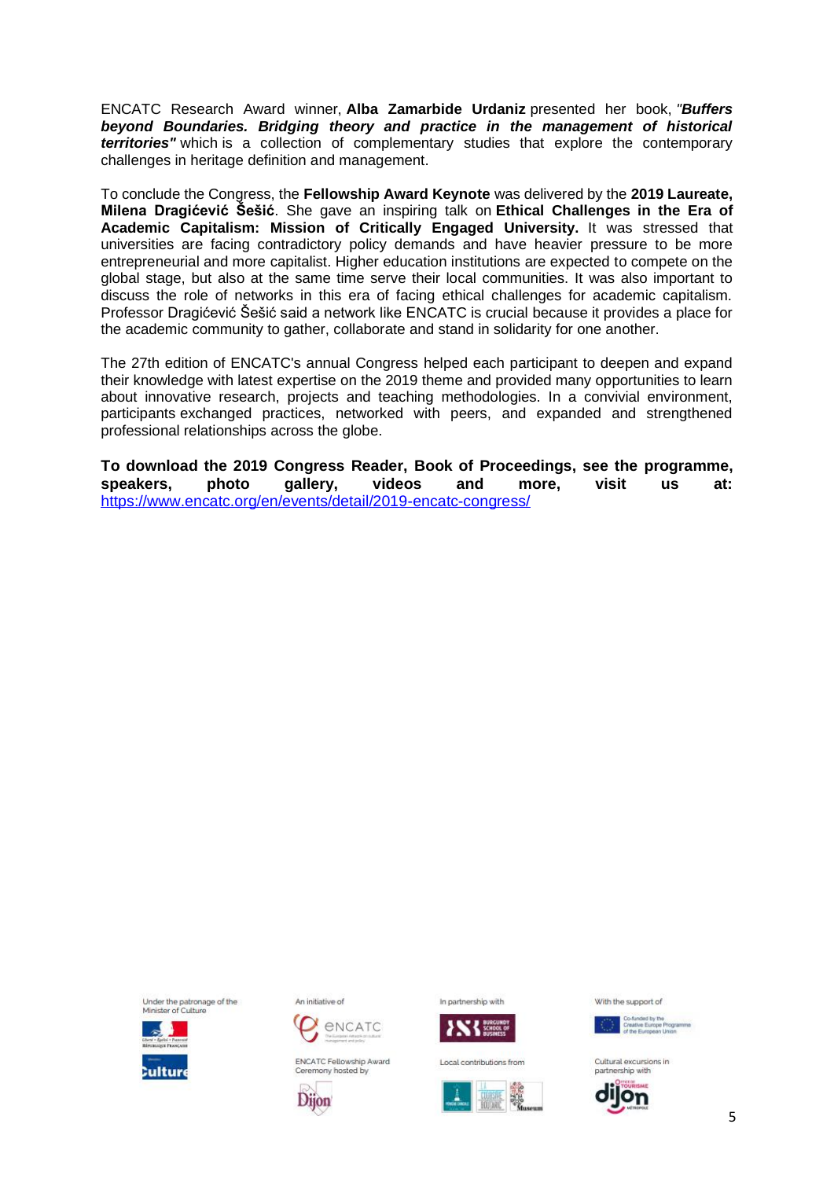ENCATC Research Award winner, **Alba Zamarbide Urdaniz** presented her book, ***"Buffers beyond Boundaries. Bridging theory and practice in the management of historical territories"*** which is a collection of complementary studies that explore the contemporary challenges in heritage definition and management.

To conclude the Congress, the **Fellowship Award Keynote** was delivered by the **2019 Laureate, Milena Dragićević Šešić**. She gave an inspiring talk on **Ethical Challenges in the Era of Academic Capitalism: Mission of Critically Engaged University.** It was stressed that universities are facing contradictory policy demands and have heavier pressure to be more entrepreneurial and more capitalist. Higher education institutions are expected to compete on the global stage, but also at the same time serve their local communities. It was also important to discuss the role of networks in this era of facing ethical challenges for academic capitalism. Professor Dragićević Šešić said a network like ENCATC is crucial because it provides a place for the academic community to gather, collaborate and stand in solidarity for one another.

The 27th edition of ENCATC's annual Congress helped each participant to deepen and expand their knowledge with latest expertise on the 2019 theme and provided many opportunities to learn about innovative research, projects and teaching methodologies. In a convivial environment, participants exchanged practices, networked with peers, and expanded and strengthened professional relationships across the globe.

**To download the 2019 Congress Reader, Book of Proceedings, see the programme, speakers, photo gallery, videos and more, visit us at:** https://www.encatc.org/en/events/detail/2019-encatc-congress/

Under the patronage of the Minister of Culture

An initiative of

ENCATC Fellowship Award Ceremony hosted by

In partnership with

Local contributions from

With the support of

Co-funded by the Creative Europe Programme of the European Union

Cultural excursions in partnership with